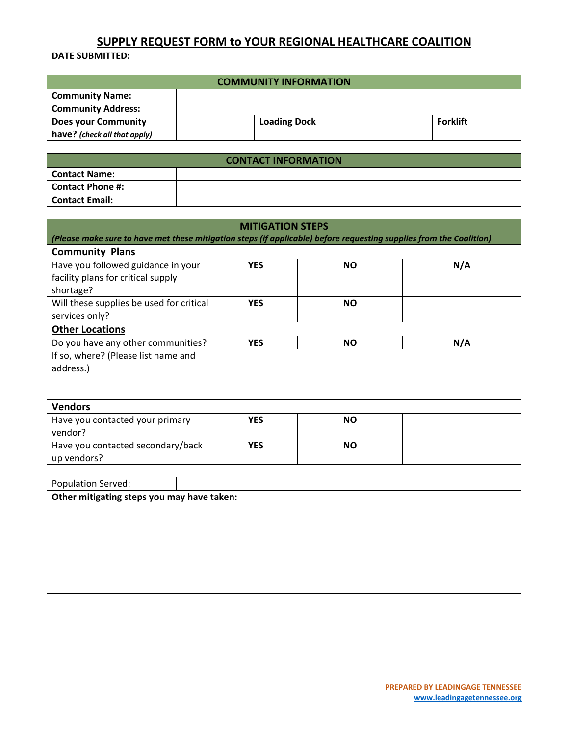# SUPPLY REQUEST FORM to YOUR REGIONAL HEALTHCARE COALITION

**DATE SUBMITTED:**

| COMMUNITY INFORMATION | | | | | |
|---|---|---|---|---|---|
| **Community Name:** | | | | | |
| **Community Address:** | | | | | |
| **Does your Community have?** *(check all that apply)* | | **Loading Dock** | | **Forklift** | |

| CONTACT INFORMATION | |
|---|---|
| **Contact Name:** | |
| **Contact Phone #:** | |
| **Contact Email:** | |

| MITIGATION STEPS *(Please make sure to have met these mitigation steps (if applicable) before requesting supplies from the Coalition)* | | | |
|---|---|---|---|
| **Community Plans** | | | |
| Have you followed guidance in your facility plans for critical supply shortage? | **YES** | **NO** | **N/A** |
| Will these supplies be used for critical services only? | **YES** | **NO** | |
| **Other Locations** | | | |
| Do you have any other communities? | **YES** | **NO** | **N/A** |
| If so, where? (Please list name and address.) | | | |
| **Vendors** | | | |
| Have you contacted your primary vendor? | **YES** | **NO** | |
| Have you contacted secondary/back up vendors? | **YES** | **NO** | |

| Population Served: | |
|---|---|
| **Other mitigating steps you may have taken:** | |

PREPARED BY LEADINGAGE TENNESSEE
www.leadingagetennessee.org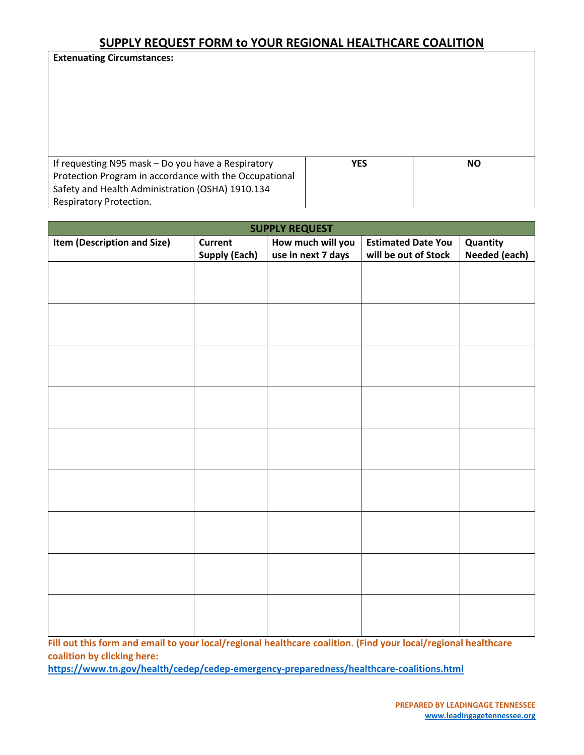# SUPPLY REQUEST FORM to YOUR REGIONAL HEALTHCARE COALITION

| **Extenuating Circumstances:** | | |
| --- | --- | --- |
| If requesting N95 mask – Do you have a Respiratory Protection Program in accordance with the Occupational Safety and Health Administration (OSHA) 1910.134 Respiratory Protection. | **YES** | **NO** |

| **SUPPLY REQUEST** | | | | |
| --- | --- | --- | --- | --- |
| **Item (Description and Size)** | **Current Supply (Each)** | **How much will you use in next 7 days** | **Estimated Date You will be out of Stock** | **Quantity Needed (each)** |
| | | | | |
| | | | | |
| | | | | |
| | | | | |
| | | | | |
| | | | | |
| | | | | |
| | | | | |
| | | | | |

**Fill out this form and email to your local/regional healthcare coalition. (Find your local/regional healthcare coalition by clicking here: [https://www.tn.gov/health/cedep/cedep-emergency-preparedness/healthcare-coalitions.html](https://www.tn.gov/health/cedep/cedep-emergency-preparedness/healthcare-coalitions.html)**

**PREPARED BY LEADINGAGE TENNESSEE**
**[www.leadingagetennessee.org](http://www.leadingagetennessee.org)**